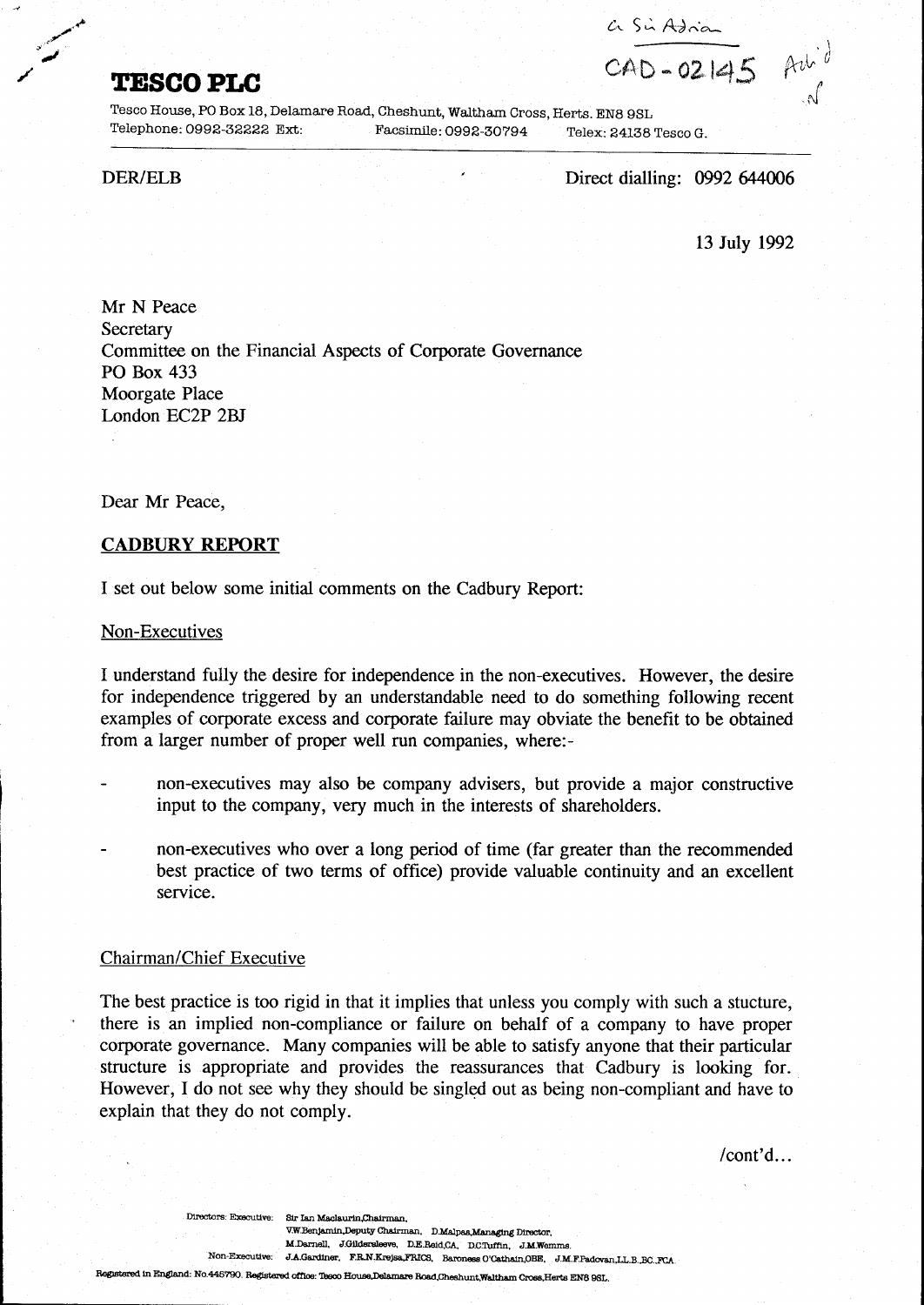c Sir Adrian

CAD - 02145 Ack'd

# TESCO PLC

Tesco House, PO Box 18, Delamare Road, Cheshunt, Waltham Cross, Herts. EN8 9SL
Telephone: 0992-32222 Ext: Facsimile: 0992-30794 Telex: 24138 Tesco G.

DER/ELB

Direct dialling: 0992 644006

13 July 1992

Mr N Peace
Secretary
Committee on the Financial Aspects of Corporate Governance
PO Box 433
Moorgate Place
London EC2P 2BJ

Dear Mr Peace,

**CADBURY REPORT**

I set out below some initial comments on the Cadbury Report:

Non-Executives

I understand fully the desire for independence in the non-executives. However, the desire for independence triggered by an understandable need to do something following recent examples of corporate excess and corporate failure may obviate the benefit to be obtained from a larger number of proper well run companies, where:-

- non-executives may also be company advisers, but provide a major constructive input to the company, very much in the interests of shareholders.
- non-executives who over a long period of time (far greater than the recommended best practice of two terms of office) provide valuable continuity and an excellent service.

Chairman/Chief Executive

The best practice is too rigid in that it implies that unless you comply with such a stucture, there is an implied non-compliance or failure on behalf of a company to have proper corporate governance. Many companies will be able to satisfy anyone that their particular structure is appropriate and provides the reassurances that Cadbury is looking for. However, I do not see why they should be singled out as being non-compliant and have to explain that they do not comply.

/cont'd...

Directors: Executive: Sir Ian Maclaurin,Chairman,
V.W.Benjamin,Deputy Chairman, D.Malpas,Managing Director,
M.Darnell, J.Gildersleeve, D.E.Reid,CA, D.C.Tuffin, J.M.Wemms.
Non-Executive: J.A.Gardiner, F.R.N.Krejsa,FRICS, Baroness O'Cathain,OBE, J.M.F.Padovan,LL.B.,BC.,FCA.

Registered in England: No.445790. Registered office: Tesco House,Delamare Road,Cheshunt,Waltham Cross,Herts EN8 9SL.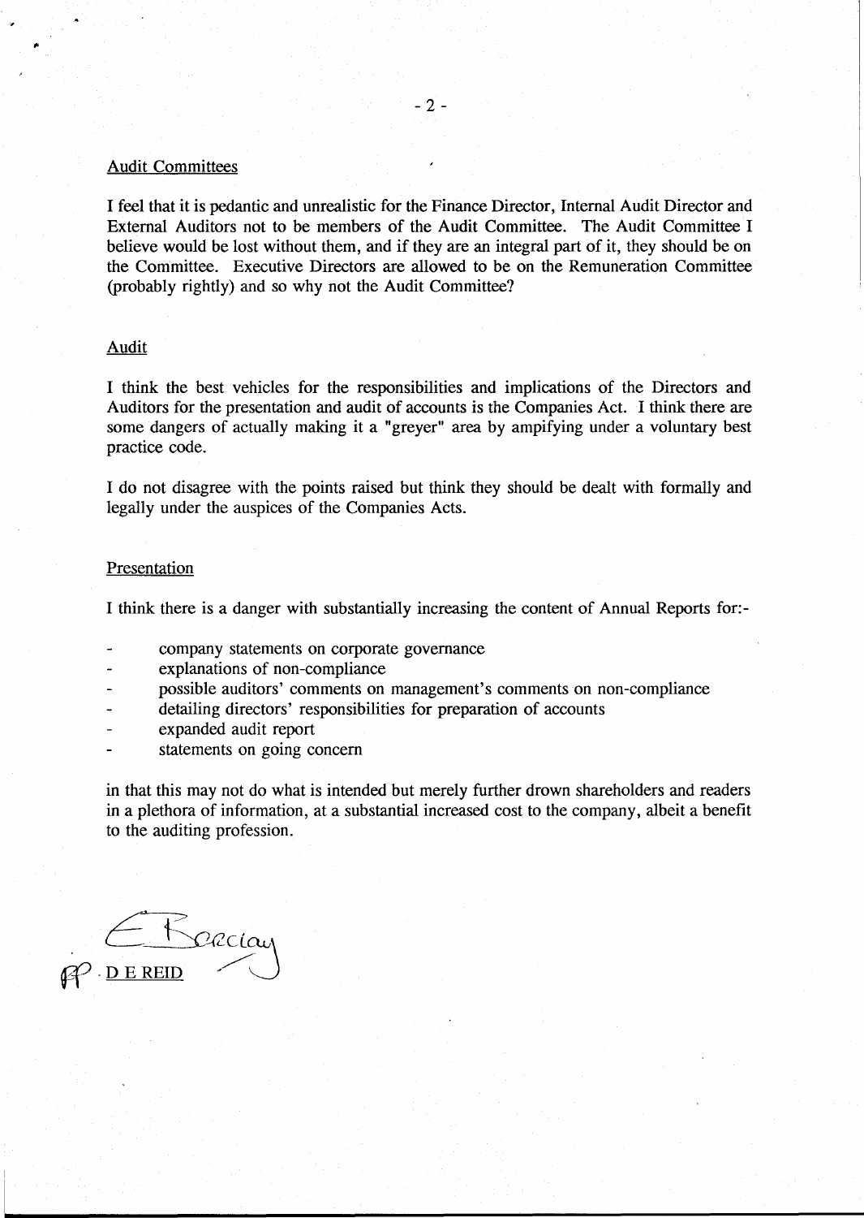Audit Committees

I feel that it is pedantic and unrealistic for the Finance Director, Internal Audit Director and External Auditors not to be members of the Audit Committee. The Audit Committee I believe would be lost without them, and if they are an integral part of it, they should be on the Committee. Executive Directors are allowed to be on the Remuneration Committee (probably rightly) and so why not the Audit Committee?

Audit

I think the best vehicles for the responsibilities and implications of the Directors and Auditors for the presentation and audit of accounts is the Companies Act. I think there are some dangers of actually making it a "greyer" area by ampifying under a voluntary best practice code.

I do not disagree with the points raised but think they should be dealt with formally and legally under the auspices of the Companies Acts.

Presentation

I think there is a danger with substantially increasing the content of Annual Reports for:-

- company statements on corporate governance
- explanations of non-compliance
- possible auditors' comments on management's comments on non-compliance
- detailing directors' responsibilities for preparation of accounts
- expanded audit report
- statements on going concern

in that this may not do what is intended but merely further drown shareholders and readers in a plethora of information, at a substantial increased cost to the company, albeit a benefit to the auditing profession.

E Barclay

pp D E REID